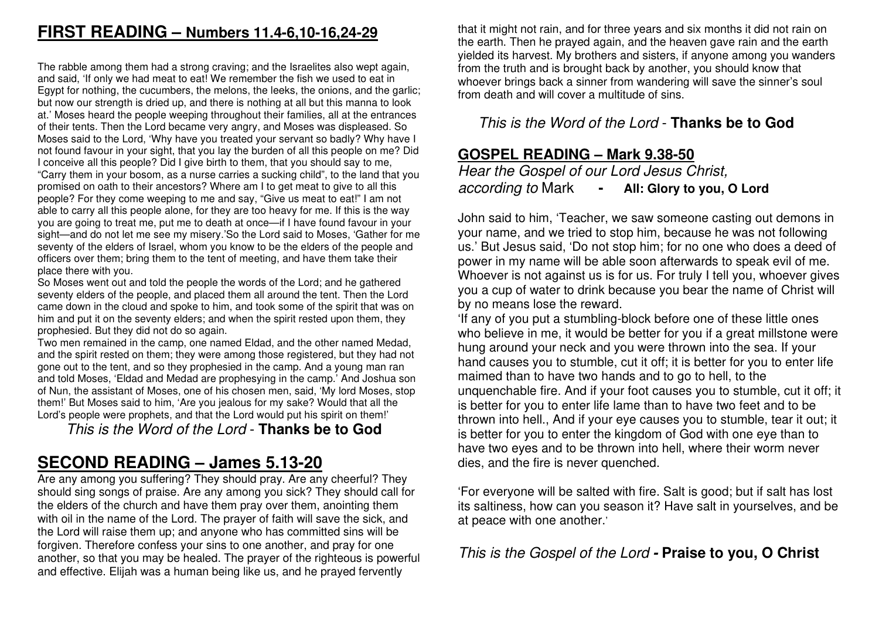## FIRST READING – Numbers 11.4-6,10-16,24-29

The rabble among them had a strong craving; and the Israelites also wept again, and said, 'If only we had meat to eat! We remember the fish we used to eat in Egypt for nothing, the cucumbers, the melons, the leeks, the onions, and the garlic; but now our strength is dried up, and there is nothing at all but this manna to look at.' Moses heard the people weeping throughout their families, all at the entrances of their tents. Then the Lord became very angry, and Moses was displeased. So Moses said to the Lord, 'Why have you treated your servant so badly? Why have I not found favour in your sight, that you lay the burden of all this people on me? Did I conceive all this people? Did I give birth to them, that you should say to me, "Carry them in your bosom, as a nurse carries a sucking child", to the land that you promised on oath to their ancestors? Where am I to get meat to give to all this people? For they come weeping to me and say, "Give us meat to eat!" I am not able to carry all this people alone, for they are too heavy for me. If this is the way you are going to treat me, put me to death at once—if I have found favour in your sight—and do not let me see my misery.'So the Lord said to Moses, 'Gather for me seventy of the elders of Israel, whom you know to be the elders of the people and officers over them; bring them to the tent of meeting, and have them take their place there with you.

So Moses went out and told the people the words of the Lord; and he gathered seventy elders of the people, and placed them all around the tent. Then the Lord came down in the cloud and spoke to him, and took some of the spirit that was on him and put it on the seventy elders; and when the spirit rested upon them, they prophesied. But they did not do so again.

Two men remained in the camp, one named Eldad, and the other named Medad, and the spirit rested on them; they were among those registered, but they had not gone out to the tent, and so they prophesied in the camp. And a young man ran and told Moses, 'Eldad and Medad are prophesying in the camp.' And Joshua son of Nun, the assistant of Moses, one of his chosen men, said, 'My lord Moses, stop them!' But Moses said to him, 'Are you jealous for my sake? Would that all the Lord's people were prophets, and that the Lord would put his spirit on them!'

*This is the Word of the Lord* - **Thanks be to God**

## SECOND READING – James 5.13-20

Are any among you suffering? They should pray. Are any cheerful? They should sing songs of praise. Are any among you sick? They should call for the elders of the church and have them pray over them, anointing them with oil in the name of the Lord. The prayer of faith will save the sick, and the Lord will raise them up; and anyone who has committed sins will be forgiven. Therefore confess your sins to one another, and pray for one another, so that you may be healed. The prayer of the righteous is powerful and effective. Elijah was a human being like us, and he prayed fervently that it might not rain, and for three years and six months it did not rain on the earth. Then he prayed again, and the heaven gave rain and the earth yielded its harvest. My brothers and sisters, if anyone among you wanders from the truth and is brought back by another, you should know that whoever brings back a sinner from wandering will save the sinner's soul from death and will cover a multitude of sins.

*This is the Word of the Lord* - **Thanks be to God**

## GOSPEL READING – Mark 9.38-50

*Hear the Gospel of our Lord Jesus Christ,*
*according to* Mark - **All: Glory to you, O Lord**

John said to him, 'Teacher, we saw someone casting out demons in your name, and we tried to stop him, because he was not following us.' But Jesus said, 'Do not stop him; for no one who does a deed of power in my name will be able soon afterwards to speak evil of me. Whoever is not against us is for us. For truly I tell you, whoever gives you a cup of water to drink because you bear the name of Christ will by no means lose the reward.

'If any of you put a stumbling-block before one of these little ones who believe in me, it would be better for you if a great millstone were hung around your neck and you were thrown into the sea. If your hand causes you to stumble, cut it off; it is better for you to enter life maimed than to have two hands and to go to hell, to the unquenchable fire. And if your foot causes you to stumble, cut it off; it is better for you to enter life lame than to have two feet and to be thrown into hell., And if your eye causes you to stumble, tear it out; it is better for you to enter the kingdom of God with one eye than to have two eyes and to be thrown into hell, where their worm never dies, and the fire is never quenched.

'For everyone will be salted with fire. Salt is good; but if salt has lost its saltiness, how can you season it? Have salt in yourselves, and be at peace with one another.'

*This is the Gospel of the Lord* **- Praise to you, O Christ**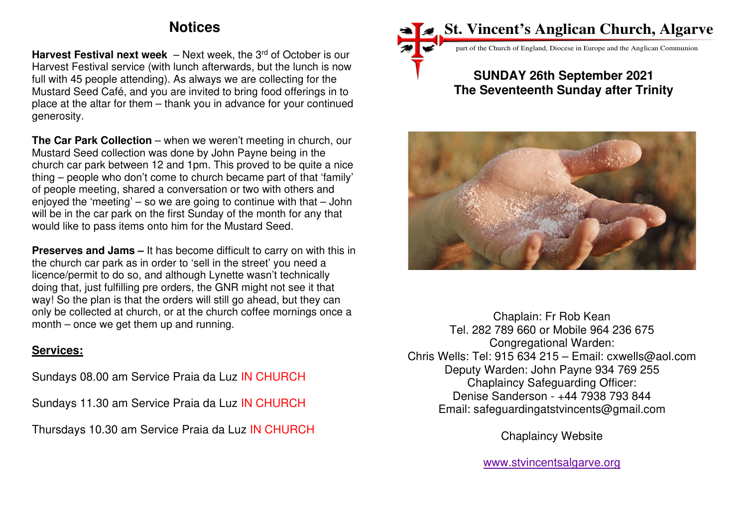## Notices

**Harvest Festival next week** – Next week, the 3rd of October is our Harvest Festival service (with lunch afterwards, but the lunch is now full with 45 people attending). As always we are collecting for the Mustard Seed Café, and you are invited to bring food offerings in to place at the altar for them – thank you in advance for your continued generosity.

**The Car Park Collection** – when we weren't meeting in church, our Mustard Seed collection was done by John Payne being in the church car park between 12 and 1pm. This proved to be quite a nice thing – people who don't come to church became part of that 'family' of people meeting, shared a conversation or two with others and enjoyed the 'meeting' – so we are going to continue with that – John will be in the car park on the first Sunday of the month for any that would like to pass items onto him for the Mustard Seed.

**Preserves and Jams –** It has become difficult to carry on with this in the church car park as in order to 'sell in the street' you need a licence/permit to do so, and although Lynette wasn't technically doing that, just fulfilling pre orders, the GNR might not see it that way! So the plan is that the orders will still go ahead, but they can only be collected at church, or at the church coffee mornings once a month – once we get them up and running.

**Services:**

Sundays 08.00 am Service Praia da Luz IN CHURCH

Sundays 11.30 am Service Praia da Luz IN CHURCH

Thursdays 10.30 am Service Praia da Luz IN CHURCH

# St. Vincent's Anglican Church, Algarve

part of the Church of England, Diocese in Europe and the Anglican Communion

### SUNDAY 26th September 2021
### The Seventeenth Sunday after Trinity

Chaplain: Fr Rob Kean
Tel. 282 789 660 or Mobile 964 236 675
Congregational Warden:
Chris Wells: Tel: 915 634 215 – Email: cxwells@aol.com
Deputy Warden: John Payne 934 769 255
Chaplaincy Safeguarding Officer:
Denise Sanderson - +44 7938 793 844
Email: safeguardingatstvincents@gmail.com

Chaplaincy Website

www.stvincentsalgarve.org